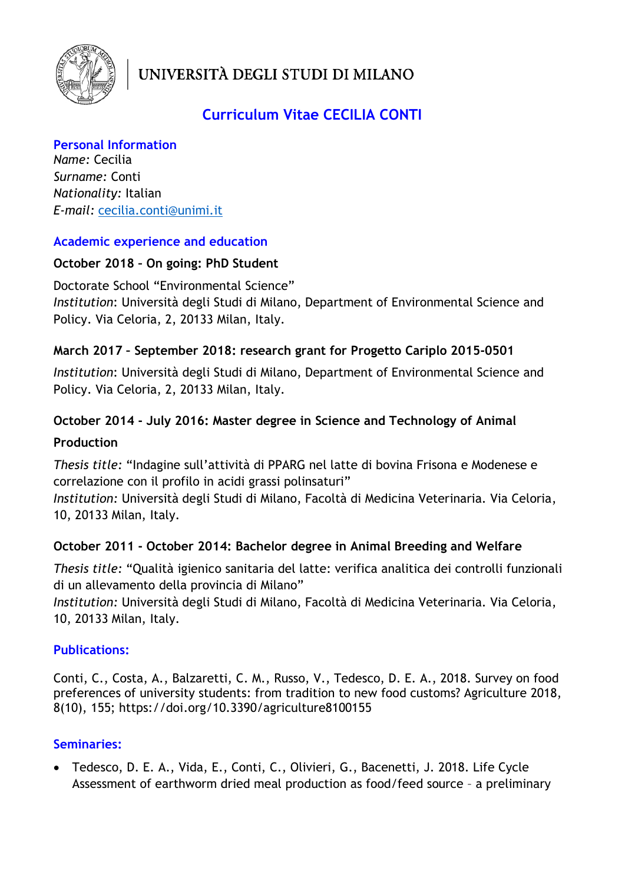UNIVERSITÀ DEGLI STUDI DI MILANO

# Curriculum Vitae CECILIA CONTI

## Personal Information

*Name:* Cecilia
*Surname:* Conti
*Nationality:* Italian
*E-mail:* cecilia.conti@unimi.it

## Academic experience and education

**October 2018 – On going: PhD Student**

Doctorate School "Environmental Science"
*Institution*: Università degli Studi di Milano, Department of Environmental Science and Policy. Via Celoria, 2, 20133 Milan, Italy.

**March 2017 – September 2018: research grant for Progetto Cariplo 2015-0501**

*Institution*: Università degli Studi di Milano, Department of Environmental Science and Policy. Via Celoria, 2, 20133 Milan, Italy.

**October 2014 - July 2016: Master degree in Science and Technology of Animal Production**

*Thesis title:* "Indagine sull'attività di PPARG nel latte di bovina Frisona e Modenese e correlazione con il profilo in acidi grassi polinsaturi"
*Institution:* Università degli Studi di Milano, Facoltà di Medicina Veterinaria. Via Celoria, 10, 20133 Milan, Italy.

**October 2011 - October 2014: Bachelor degree in Animal Breeding and Welfare**

*Thesis title*: "Qualità igienico sanitaria del latte: verifica analitica dei controlli funzionali di un allevamento della provincia di Milano"
*Institution:* Università degli Studi di Milano, Facoltà di Medicina Veterinaria. Via Celoria, 10, 20133 Milan, Italy.

## Publications:

Conti, C., Costa, A., Balzaretti, C. M., Russo, V., Tedesco, D. E. A., 2018. Survey on food preferences of university students: from tradition to new food customs? Agriculture 2018, 8(10), 155; https://doi.org/10.3390/agriculture8100155

## Seminaries:

- Tedesco, D. E. A., Vida, E., Conti, C., Olivieri, G., Bacenetti, J. 2018. Life Cycle Assessment of earthworm dried meal production as food/feed source – a preliminary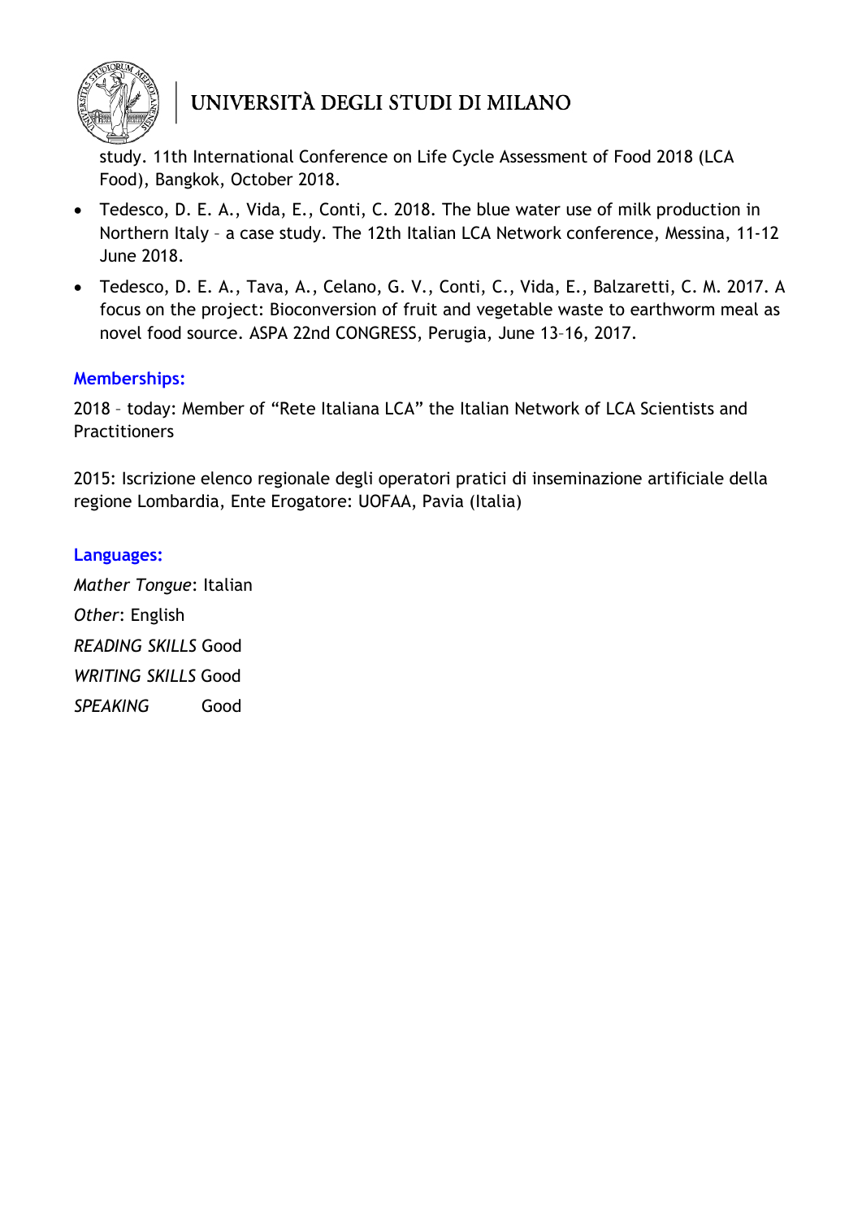study. 11th International Conference on Life Cycle Assessment of Food 2018 (LCA Food), Bangkok, October 2018.

- Tedesco, D. E. A., Vida, E., Conti, C. 2018. The blue water use of milk production in Northern Italy – a case study. The 12th Italian LCA Network conference, Messina, 11-12 June 2018.
- Tedesco, D. E. A., Tava, A., Celano, G. V., Conti, C., Vida, E., Balzaretti, C. M. 2017. A focus on the project: Bioconversion of fruit and vegetable waste to earthworm meal as novel food source. ASPA 22nd CONGRESS, Perugia, June 13–16, 2017.

**Memberships:**

2018 – today: Member of "Rete Italiana LCA" the Italian Network of LCA Scientists and Practitioners

2015: Iscrizione elenco regionale degli operatori pratici di inseminazione artificiale della regione Lombardia, Ente Erogatore: UOFAA, Pavia (Italia)

**Languages:**

*Mather Tongue*: Italian

*Other*: English

*READING SKILLS* Good

*WRITING SKILLS* Good

*SPEAKING* Good